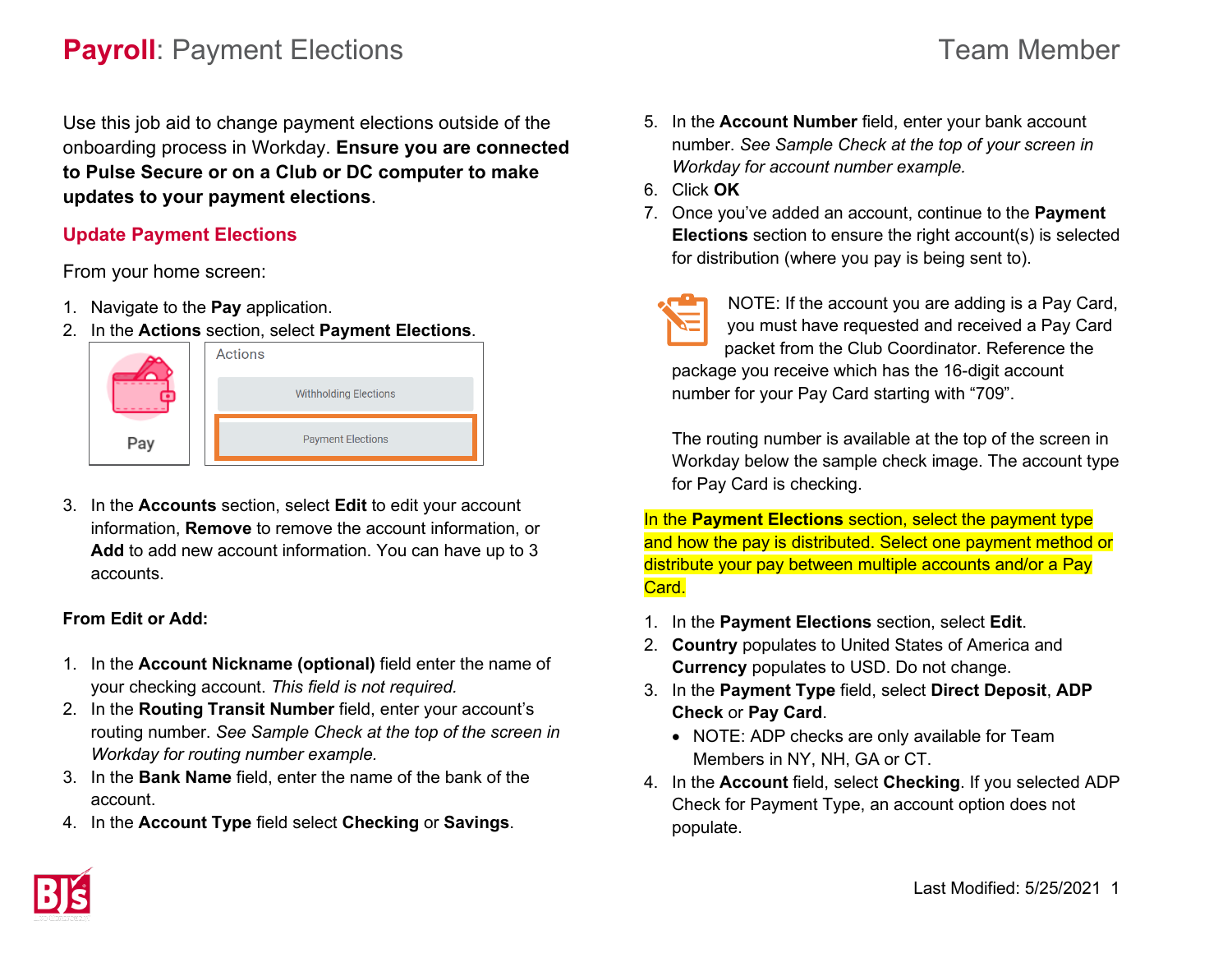# **Payroll**: Payment Elections

Team Member

Use this job aid to change payment elections outside of the onboarding process in Workday. **Ensure you are connected to Pulse Secure or on a Club or DC computer to make updates to your payment elections**.

## Update Payment Elections

From your home screen:

1. Navigate to the **Pay** application.
2. In the **Actions** section, select **Payment Elections**.

Pay

Actions

Withholding Elections

Payment Elections

3. In the **Accounts** section, select **Edit** to edit your account information, **Remove** to remove the account information, or **Add** to add new account information. You can have up to 3 accounts.

**From Edit or Add:**

1. In the **Account Nickname (optional)** field enter the name of your checking account. *This field is not required.*
2. In the **Routing Transit Number** field, enter your account's routing number. *See Sample Check at the top of the screen in Workday for routing number example.*
3. In the **Bank Name** field, enter the name of the bank of the account.
4. In the **Account Type** field select **Checking** or **Savings**.
5. In the **Account Number** field, enter your bank account number. *See Sample Check at the top of your screen in Workday for account number example.*
6. Click **OK**
7. Once you've added an account, continue to the **Payment Elections** section to ensure the right account(s) is selected for distribution (where you pay is being sent to).

NOTE: If the account you are adding is a Pay Card, you must have requested and received a Pay Card packet from the Club Coordinator. Reference the package you receive which has the 16-digit account number for your Pay Card starting with "709".

The routing number is available at the top of the screen in Workday below the sample check image. The account type for Pay Card is checking.

In the **Payment Elections** section, select the payment type and how the pay is distributed. Select one payment method or distribute your pay between multiple accounts and/or a Pay Card.

1. In the **Payment Elections** section, select **Edit**.
2. **Country** populates to United States of America and **Currency** populates to USD. Do not change.
3. In the **Payment Type** field, select **Direct Deposit**, **ADP Check** or **Pay Card**.
   - NOTE: ADP checks are only available for Team Members in NY, NH, GA or CT.
4. In the **Account** field, select **Checking**. If you selected ADP Check for Payment Type, an account option does not populate.

Last Modified: 5/25/2021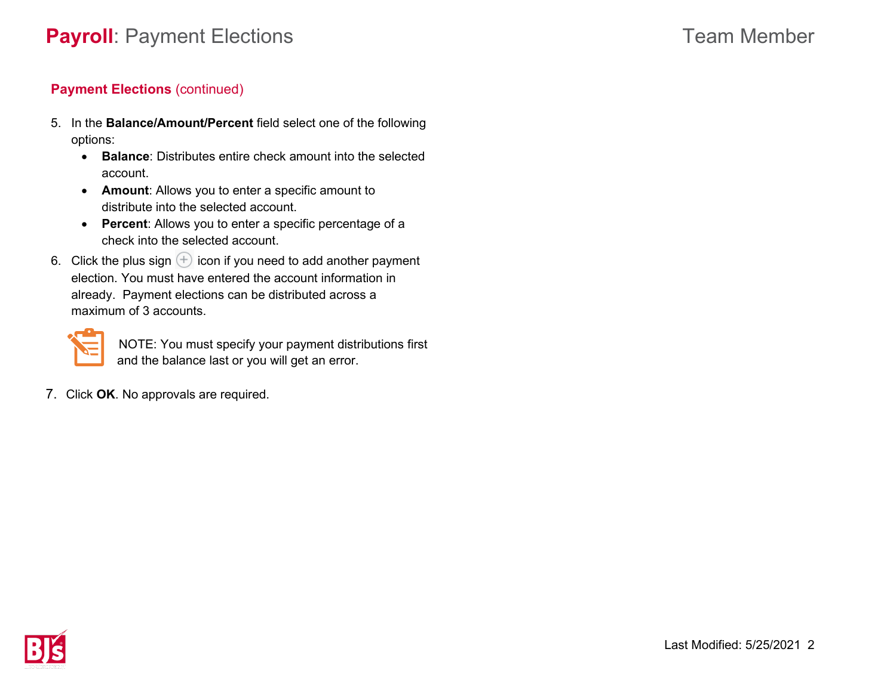**Payment Elections** (continued)

5. In the **Balance/Amount/Percent** field select one of the following options:
   - **Balance**: Distributes entire check amount into the selected account.
   - **Amount**: Allows you to enter a specific amount to distribute into the selected account.
   - **Percent**: Allows you to enter a specific percentage of a check into the selected account.
6. Click the plus sign icon if you need to add another payment election. You must have entered the account information in already. Payment elections can be distributed across a maximum of 3 accounts.

NOTE: You must specify your payment distributions first and the balance last or you will get an error.

7. Click **OK**. No approvals are required.